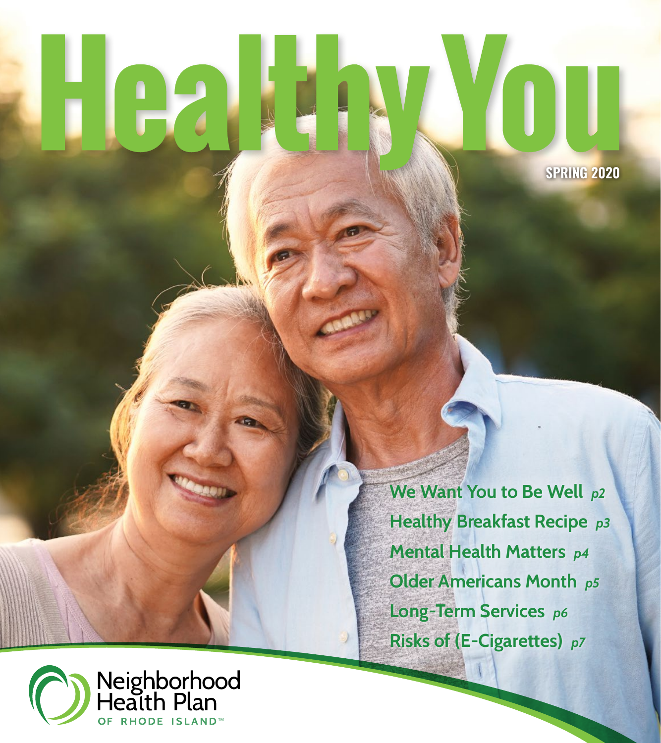# Healthy You

SPRING 2020

- We Want You to Be Well *p2*
- Healthy Breakfast Recipe *p3*
- Mental Health Matters *p4*
- Older Americans Month *p5*
- Long-Term Services *p6*
- Risks of (E-Cigarettes) *p7*

Neighborhood Health Plan OF RHODE ISLAND™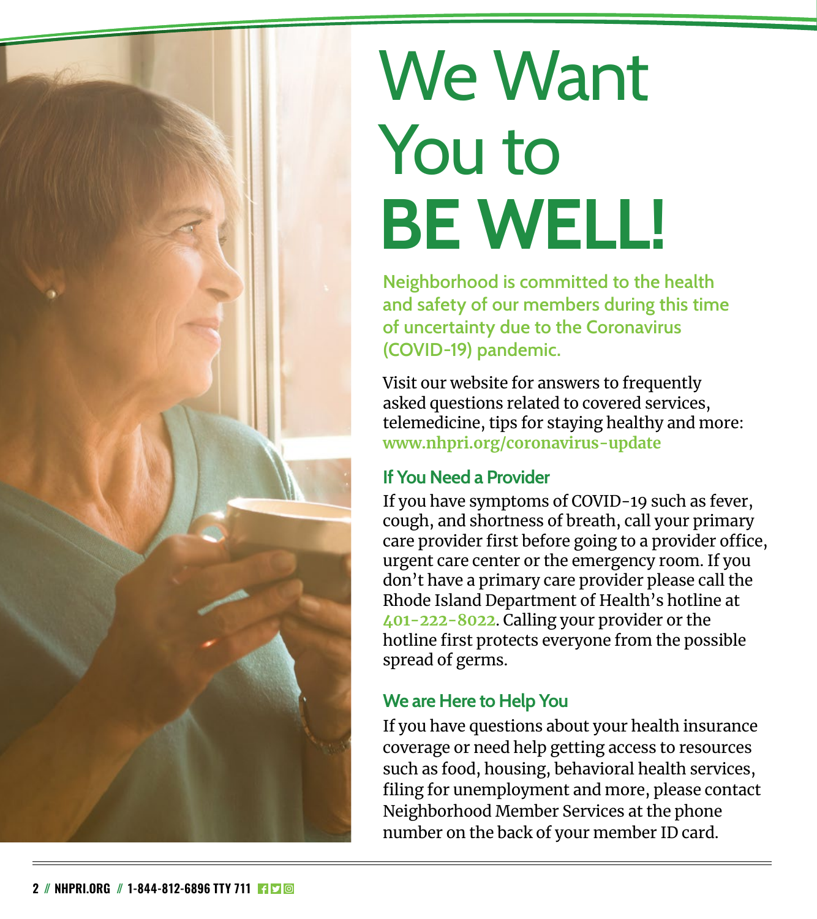# We Want You to BE WELL!

**Neighborhood is committed to the health and safety of our members during this time of uncertainty due to the Coronavirus (COVID-19) pandemic.**

Visit our website for answers to frequently asked questions related to covered services, telemedicine, tips for staying healthy and more: **www.nhpri.org/coronavirus-update**

## If You Need a Provider

If you have symptoms of COVID-19 such as fever, cough, and shortness of breath, call your primary care provider first before going to a provider office, urgent care center or the emergency room. If you don't have a primary care provider please call the Rhode Island Department of Health's hotline at 401-222-8022. Calling your provider or the hotline first protects everyone from the possible spread of germs.

## We are Here to Help You

If you have questions about your health insurance coverage or need help getting access to resources such as food, housing, behavioral health services, filing for unemployment and more, please contact Neighborhood Member Services at the phone number on the back of your member ID card.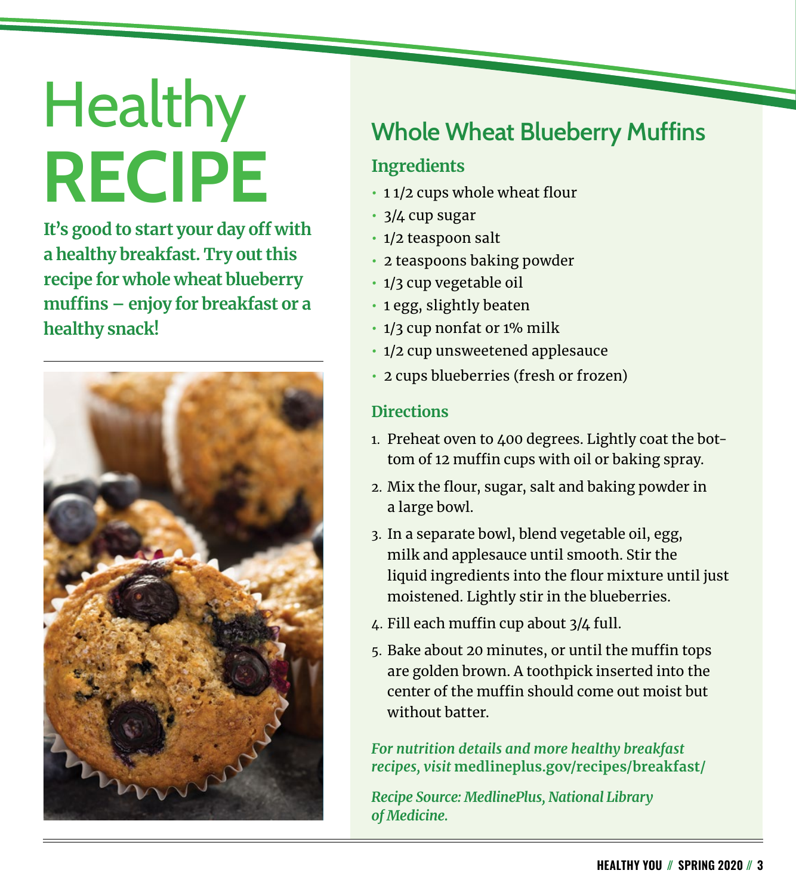# Healthy RECIPE

**It's good to start your day off with a healthy breakfast. Try out this recipe for whole wheat blueberry muffins – enjoy for breakfast or a healthy snack!**

## Whole Wheat Blueberry Muffins

### Ingredients

- 1 1/2 cups whole wheat flour
- 3/4 cup sugar
- 1/2 teaspoon salt
- 2 teaspoons baking powder
- 1/3 cup vegetable oil
- 1 egg, slightly beaten
- 1/3 cup nonfat or 1% milk
- 1/2 cup unsweetened applesauce
- 2 cups blueberries (fresh or frozen)

### Directions

1. Preheat oven to 400 degrees. Lightly coat the bottom of 12 muffin cups with oil or baking spray.
2. Mix the flour, sugar, salt and baking powder in a large bowl.
3. In a separate bowl, blend vegetable oil, egg, milk and applesauce until smooth. Stir the liquid ingredients into the flour mixture until just moistened. Lightly stir in the blueberries.
4. Fill each muffin cup about 3/4 full.
5. Bake about 20 minutes, or until the muffin tops are golden brown. A toothpick inserted into the center of the muffin should come out moist but without batter.

*For nutrition details and more healthy breakfast recipes, visit* **medlineplus.gov/recipes/breakfast/**

*Recipe Source: MedlinePlus, National Library of Medicine.*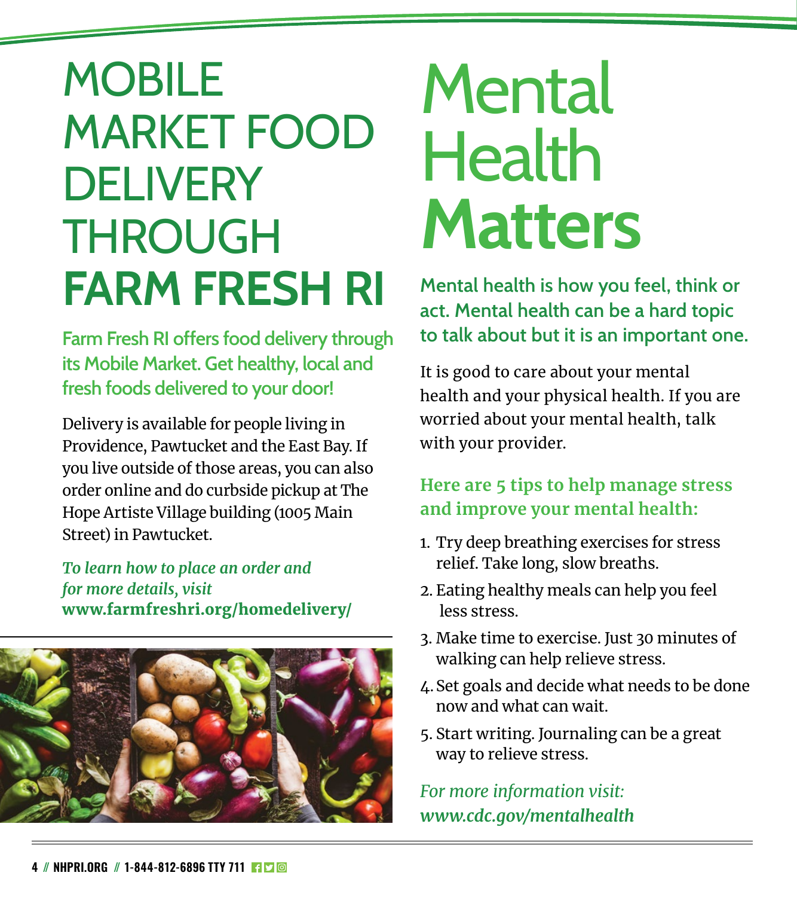# MOBILE MARKET FOOD DELIVERY THROUGH **FARM FRESH RI**

**Farm Fresh RI offers food delivery through its Mobile Market. Get healthy, local and fresh foods delivered to your door!**

Delivery is available for people living in Providence, Pawtucket and the East Bay. If you live outside of those areas, you can also order online and do curbside pickup at The Hope Artiste Village building (1005 Main Street) in Pawtucket.

*To learn how to place an order and for more details, visit* **www.farmfreshri.org/homedelivery/**

# Mental Health **Matters**

**Mental health is how you feel, think or act. Mental health can be a hard topic to talk about but it is an important one.**

It is good to care about your mental health and your physical health. If you are worried about your mental health, talk with your provider.

### Here are 5 tips to help manage stress and improve your mental health:

1. Try deep breathing exercises for stress relief. Take long, slow breaths.
2. Eating healthy meals can help you feel less stress.
3. Make time to exercise. Just 30 minutes of walking can help relieve stress.
4. Set goals and decide what needs to be done now and what can wait.
5. Start writing. Journaling can be a great way to relieve stress.

*For more information visit: www.cdc.gov/mentalhealth*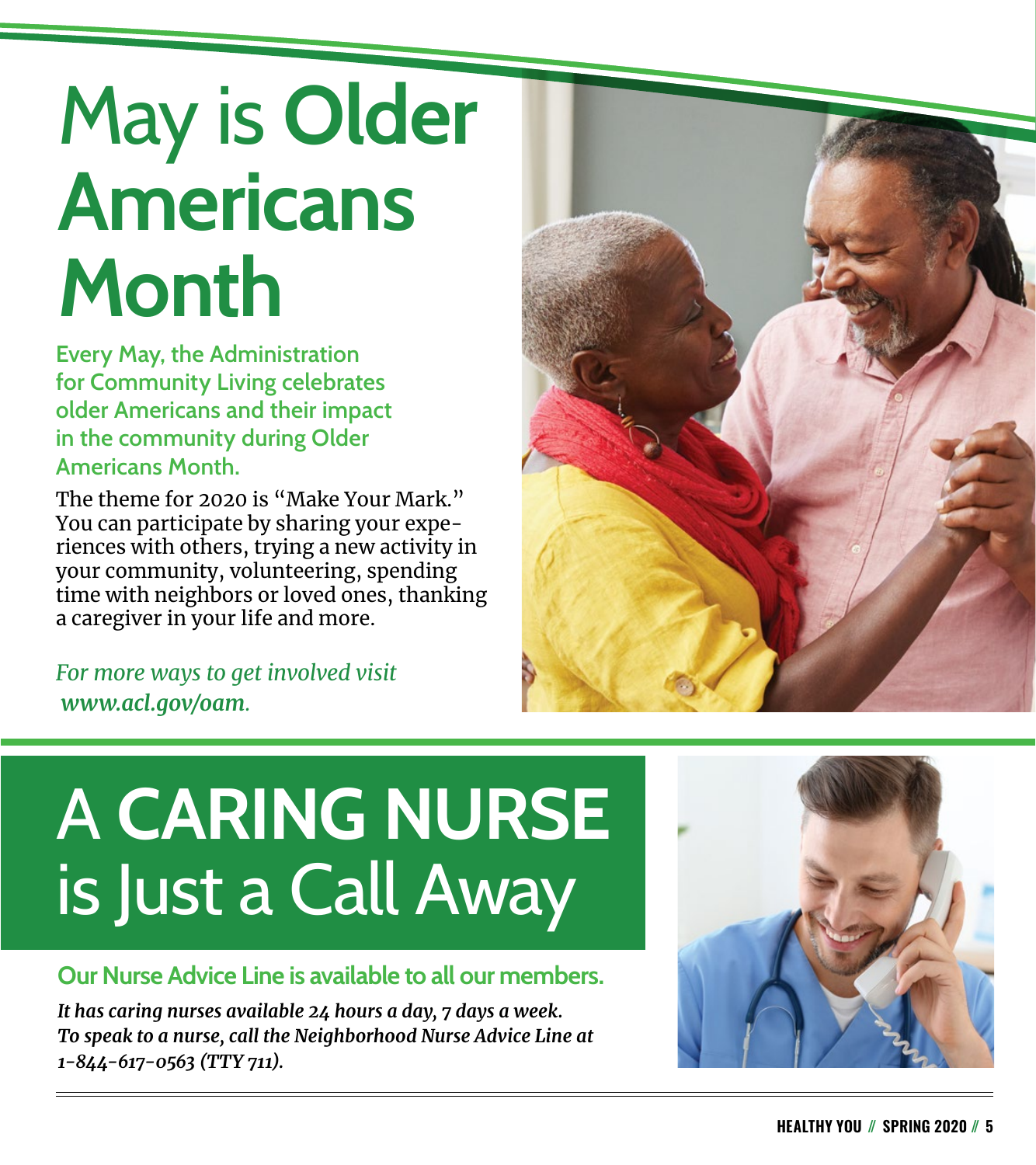# May is Older Americans Month

**Every May, the Administration for Community Living celebrates older Americans and their impact in the community during Older Americans Month.**

The theme for 2020 is "Make Your Mark." You can participate by sharing your experiences with others, trying a new activity in your community, volunteering, spending time with neighbors or loved ones, thanking a caregiver in your life and more.

*For more ways to get involved visit www.acl.gov/oam.*

# A CARING NURSE is Just a Call Away

**Our Nurse Advice Line is available to all our members.**

***It has caring nurses available 24 hours a day, 7 days a week. To speak to a nurse, call the Neighborhood Nurse Advice Line at 1-844-617-0563 (TTY 711).***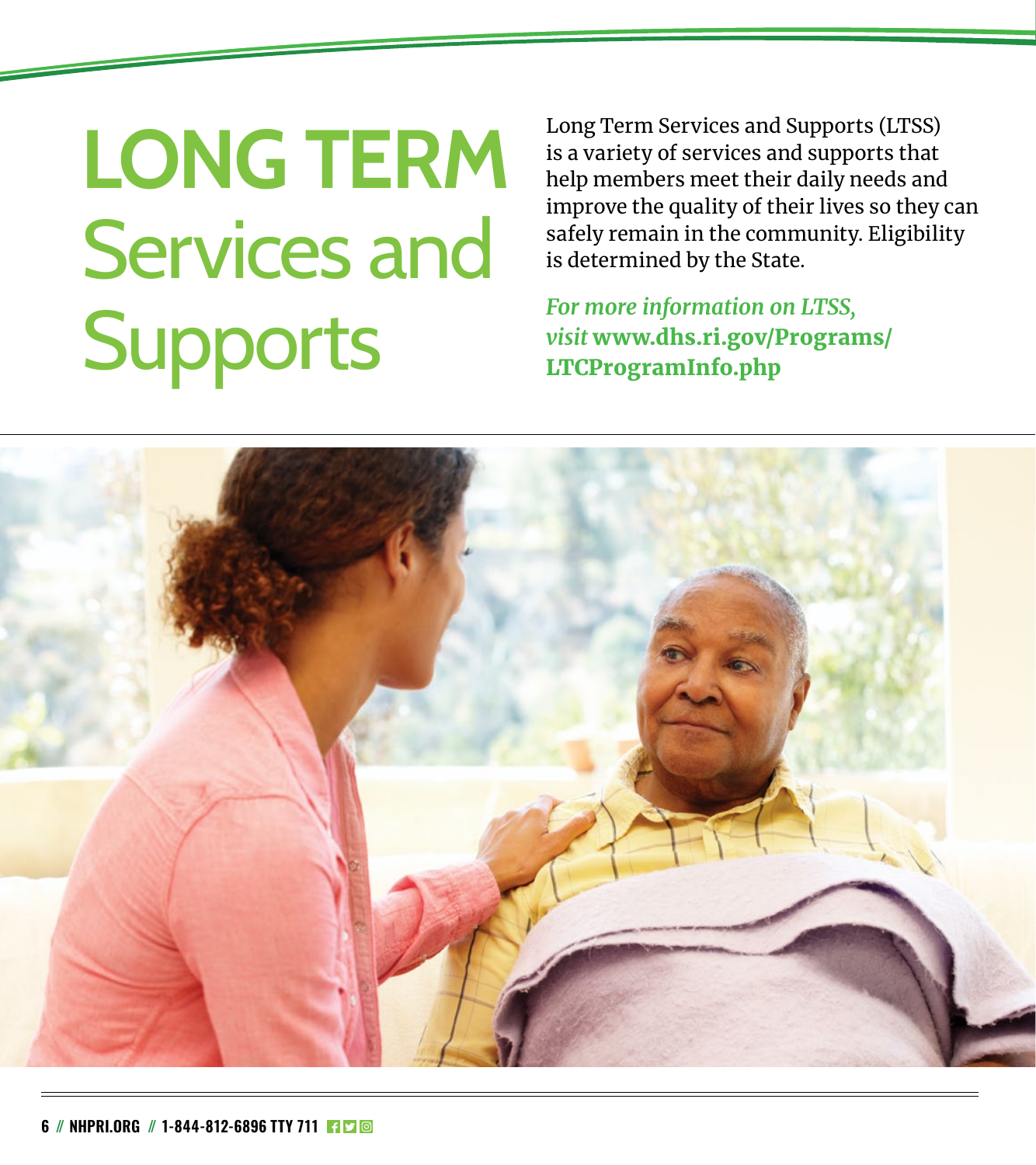# LONG TERM Services and Supports

Long Term Services and Supports (LTSS) is a variety of services and supports that help members meet their daily needs and improve the quality of their lives so they can safely remain in the community. Eligibility is determined by the State.

*For more information on LTSS, visit* **www.dhs.ri.gov/Programs/LTCProgramInfo.php**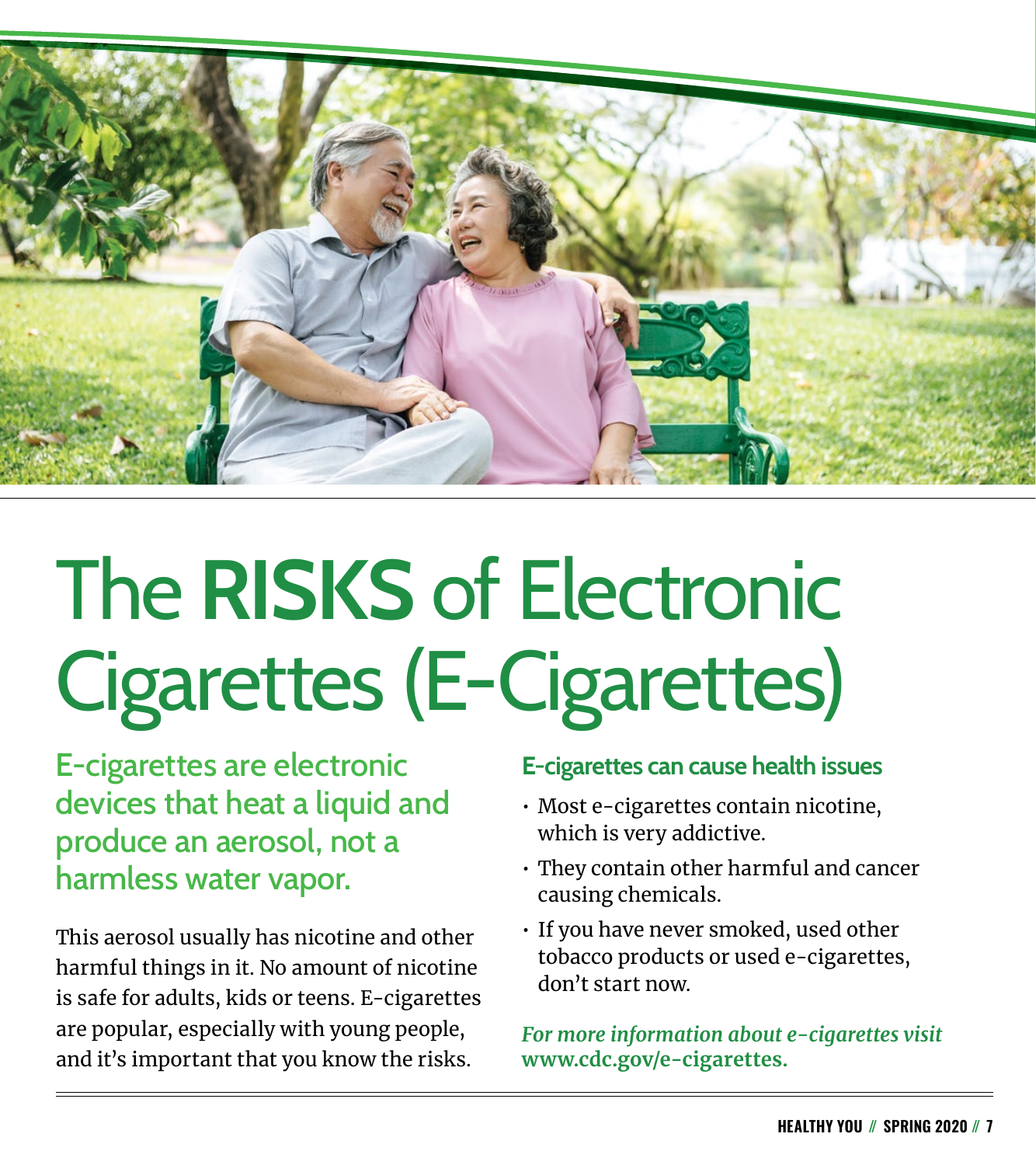# The **RISKS** of Electronic Cigarettes (E-Cigarettes)

## E-cigarettes are electronic devices that heat a liquid and produce an aerosol, not a harmless water vapor.

This aerosol usually has nicotine and other harmful things in it. No amount of nicotine is safe for adults, kids or teens. E-cigarettes are popular, especially with young people, and it's important that you know the risks.

### E-cigarettes can cause health issues

- Most e-cigarettes contain nicotine, which is very addictive.
- They contain other harmful and cancer causing chemicals.
- If you have never smoked, used other tobacco products or used e-cigarettes, don't start now.

***For more information about e-cigarettes visit*** **www.cdc.gov/e-cigarettes.**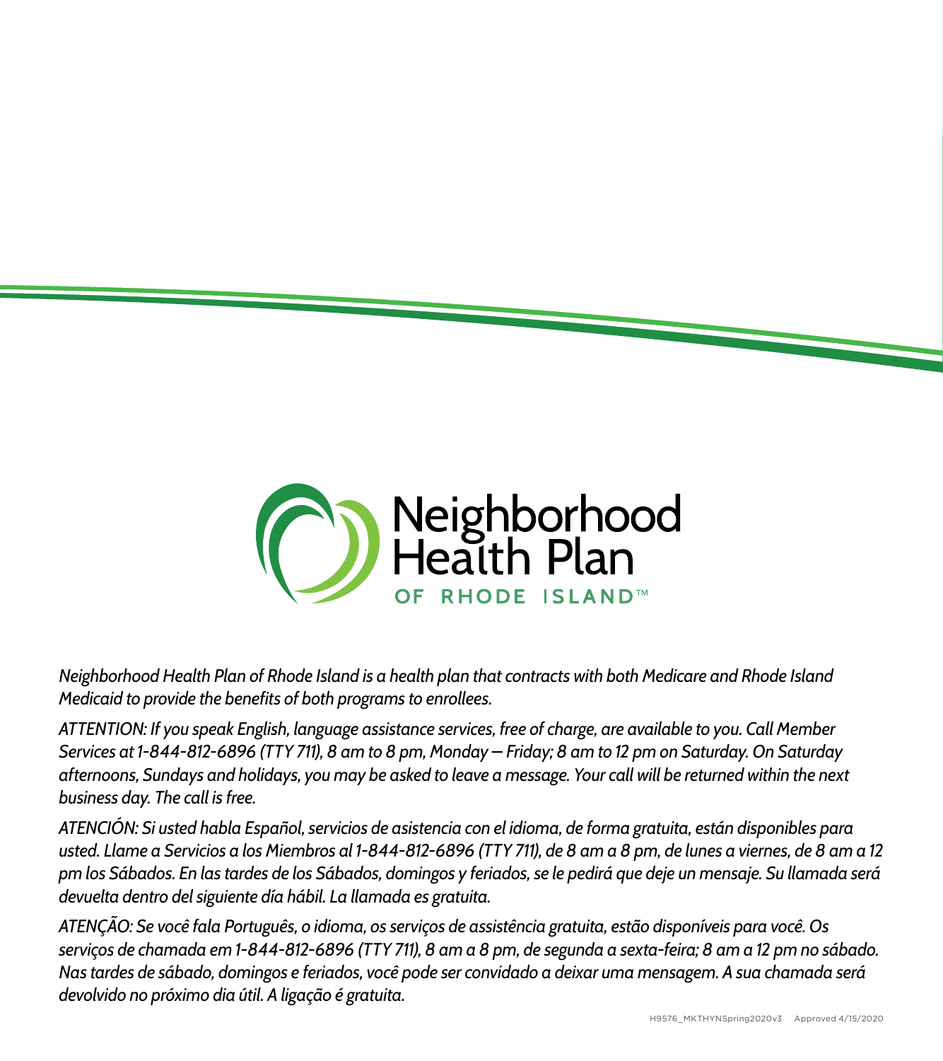Neighborhood Health Plan

OF RHODE ISLAND™

*Neighborhood Health Plan of Rhode Island is a health plan that contracts with both Medicare and Rhode Island Medicaid to provide the benefits of both programs to enrollees.*

*ATTENTION: If you speak English, language assistance services, free of charge, are available to you. Call Member Services at 1-844-812-6896 (TTY 711), 8 am to 8 pm, Monday – Friday; 8 am to 12 pm on Saturday. On Saturday afternoons, Sundays and holidays, you may be asked to leave a message. Your call will be returned within the next business day. The call is free.*

*ATENCIÓN: Si usted habla Español, servicios de asistencia con el idioma, de forma gratuita, están disponibles para usted. Llame a Servicios a los Miembros al 1-844-812-6896 (TTY 711), de 8 am a 8 pm, de lunes a viernes, de 8 am a 12 pm los Sábados. En las tardes de los Sábados, domingos y feriados, se le pedirá que deje un mensaje. Su llamada será devuelta dentro del siguiente día hábil. La llamada es gratuita.*

*ATENÇÃO: Se você fala Português, o idioma, os serviços de assistência gratuita, estão disponíveis para você. Os serviços de chamada em 1-844-812-6896 (TTY 711), 8 am a 8 pm, de segunda a sexta-feira; 8 am a 12 pm no sábado. Nas tardes de sábado, domingos e feriados, você pode ser convidado a deixar uma mensagem. A sua chamada será devolvido no próximo dia útil. A ligação é gratuita.*

H9576_MKTHYNSpring2020v3 Approved 4/15/2020